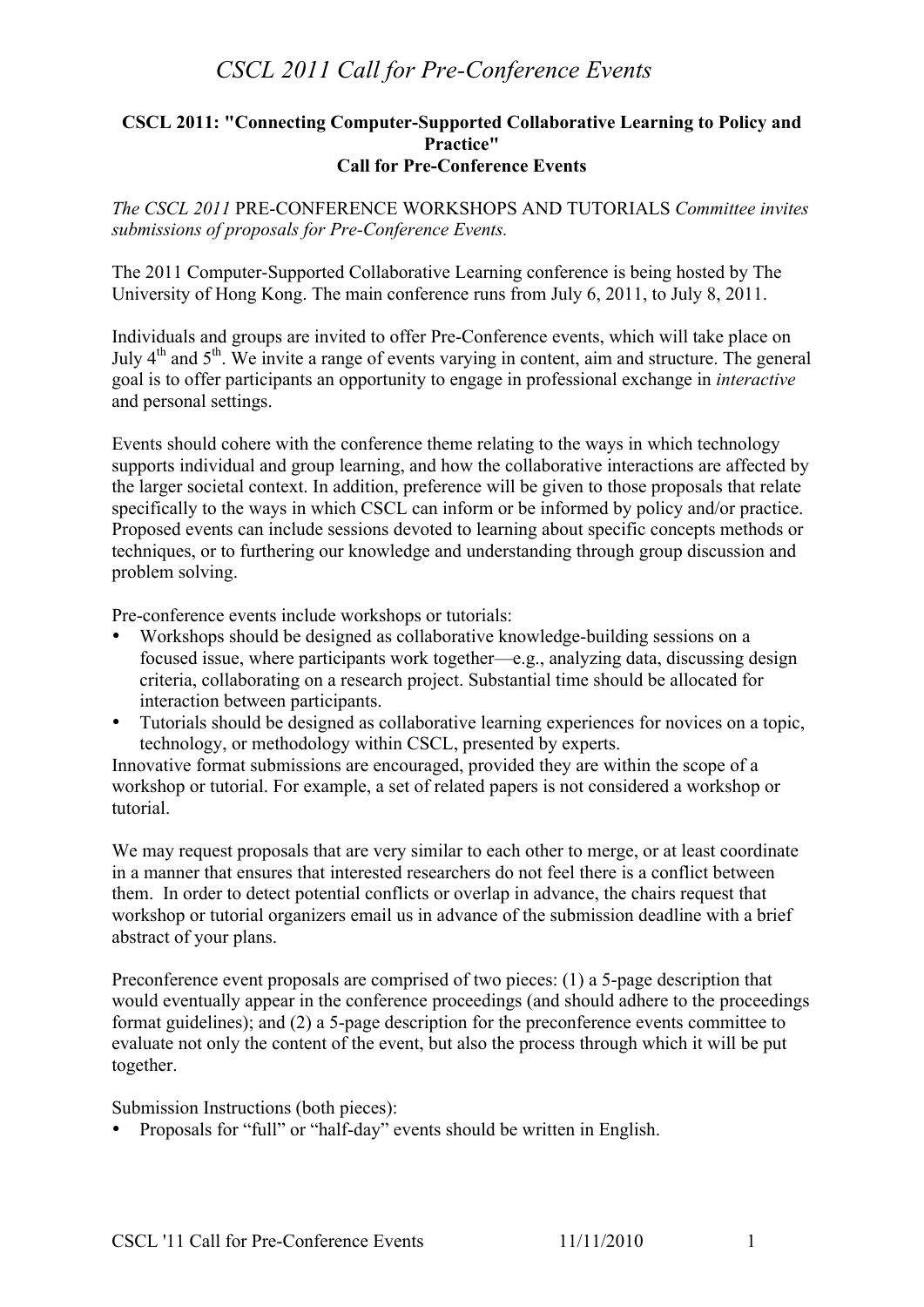# CSCL 2011 Call for Pre-Conference Events

**CSCL 2011: "Connecting Computer-Supported Collaborative Learning to Policy and Practice"**
**Call for Pre-Conference Events**

*The CSCL 2011* PRE-CONFERENCE WORKSHOPS AND TUTORIALS *Committee invites submissions of proposals for Pre-Conference Events.*

The 2011 Computer-Supported Collaborative Learning conference is being hosted by The University of Hong Kong. The main conference runs from July 6, 2011, to July 8, 2011.

Individuals and groups are invited to offer Pre-Conference events, which will take place on July 4th and 5th. We invite a range of events varying in content, aim and structure. The general goal is to offer participants an opportunity to engage in professional exchange in *interactive* and personal settings.

Events should cohere with the conference theme relating to the ways in which technology supports individual and group learning, and how the collaborative interactions are affected by the larger societal context. In addition, preference will be given to those proposals that relate specifically to the ways in which CSCL can inform or be informed by policy and/or practice. Proposed events can include sessions devoted to learning about specific concepts methods or techniques, or to furthering our knowledge and understanding through group discussion and problem solving.

Pre-conference events include workshops or tutorials:

- Workshops should be designed as collaborative knowledge-building sessions on a focused issue, where participants work together—e.g., analyzing data, discussing design criteria, collaborating on a research project. Substantial time should be allocated for interaction between participants.
- Tutorials should be designed as collaborative learning experiences for novices on a topic, technology, or methodology within CSCL, presented by experts.

Innovative format submissions are encouraged, provided they are within the scope of a workshop or tutorial. For example, a set of related papers is not considered a workshop or tutorial.

We may request proposals that are very similar to each other to merge, or at least coordinate in a manner that ensures that interested researchers do not feel there is a conflict between them. In order to detect potential conflicts or overlap in advance, the chairs request that workshop or tutorial organizers email us in advance of the submission deadline with a brief abstract of your plans.

Preconference event proposals are comprised of two pieces: (1) a 5-page description that would eventually appear in the conference proceedings (and should adhere to the proceedings format guidelines); and (2) a 5-page description for the preconference events committee to evaluate not only the content of the event, but also the process through which it will be put together.

Submission Instructions (both pieces):

- Proposals for "full" or "half-day" events should be written in English.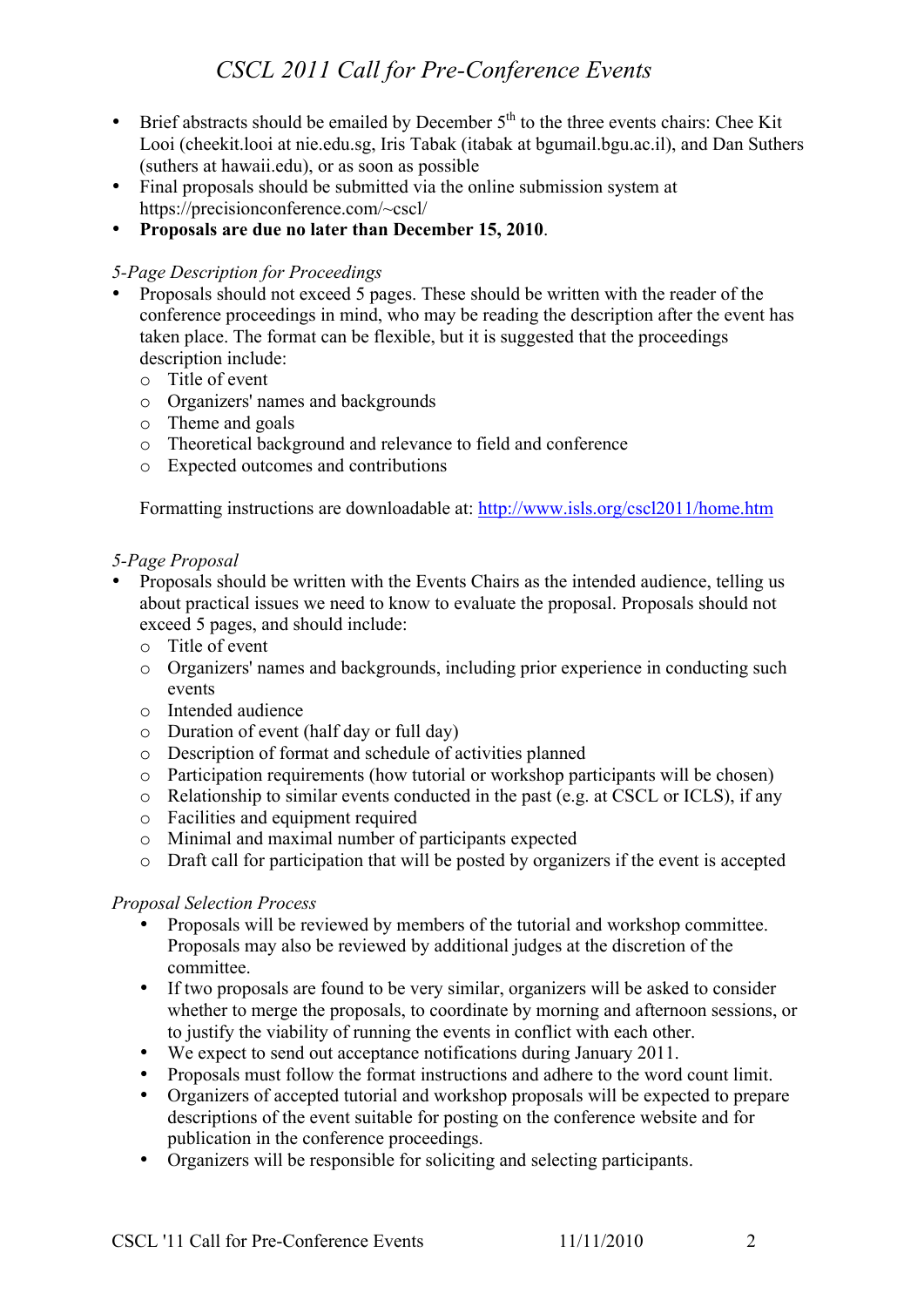- Brief abstracts should be emailed by December 5th to the three events chairs: Chee Kit Looi (cheekit.looi at nie.edu.sg, Iris Tabak (itabak at bgumail.bgu.ac.il), and Dan Suthers (suthers at hawaii.edu), or as soon as possible
- Final proposals should be submitted via the online submission system at https://precisionconference.com/~cscl/
- **Proposals are due no later than December 15, 2010**.

*5-Page Description for Proceedings*

- Proposals should not exceed 5 pages. These should be written with the reader of the conference proceedings in mind, who may be reading the description after the event has taken place. The format can be flexible, but it is suggested that the proceedings description include:
  - Title of event
  - Organizers' names and backgrounds
  - Theme and goals
  - Theoretical background and relevance to field and conference
  - Expected outcomes and contributions

  Formatting instructions are downloadable at: [http://www.isls.org/cscl2011/home.htm](http://www.isls.org/cscl2011/home.htm)

*5-Page Proposal*

- Proposals should be written with the Events Chairs as the intended audience, telling us about practical issues we need to know to evaluate the proposal. Proposals should not exceed 5 pages, and should include:
  - Title of event
  - Organizers' names and backgrounds, including prior experience in conducting such events
  - Intended audience
  - Duration of event (half day or full day)
  - Description of format and schedule of activities planned
  - Participation requirements (how tutorial or workshop participants will be chosen)
  - Relationship to similar events conducted in the past (e.g. at CSCL or ICLS), if any
  - Facilities and equipment required
  - Minimal and maximal number of participants expected
  - Draft call for participation that will be posted by organizers if the event is accepted

*Proposal Selection Process*

- Proposals will be reviewed by members of the tutorial and workshop committee. Proposals may also be reviewed by additional judges at the discretion of the committee.
- If two proposals are found to be very similar, organizers will be asked to consider whether to merge the proposals, to coordinate by morning and afternoon sessions, or to justify the viability of running the events in conflict with each other.
- We expect to send out acceptance notifications during January 2011.
- Proposals must follow the format instructions and adhere to the word count limit.
- Organizers of accepted tutorial and workshop proposals will be expected to prepare descriptions of the event suitable for posting on the conference website and for publication in the conference proceedings.
- Organizers will be responsible for soliciting and selecting participants.